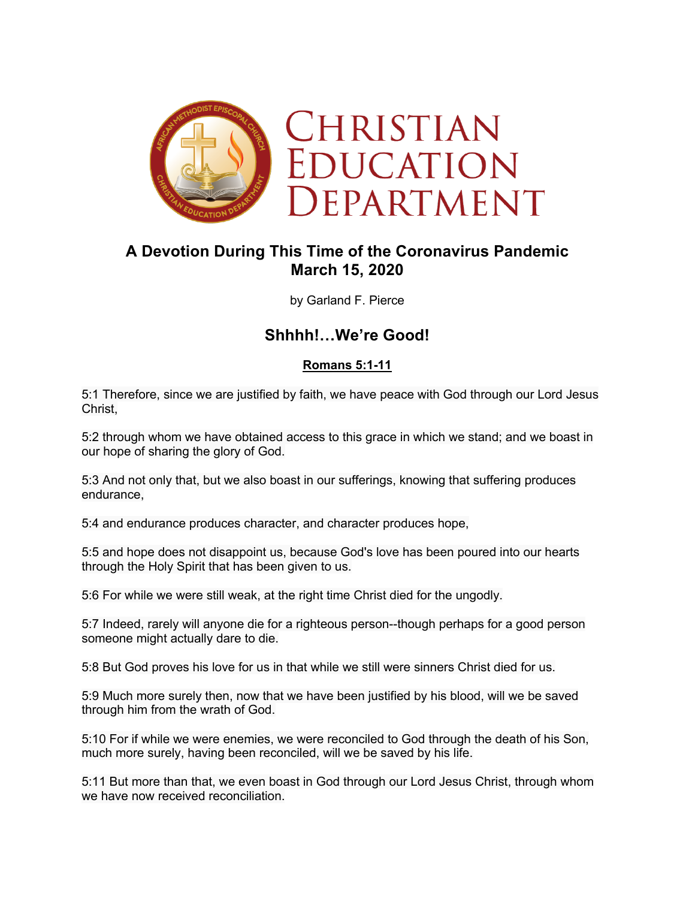# CHRISTIAN EDUCATION DEPARTMENT

## A Devotion During This Time of the Coronavirus Pandemic
## March 15, 2020

by Garland F. Pierce

## Shhhh!…We're Good!

**Romans 5:1-11**

5:1 Therefore, since we are justified by faith, we have peace with God through our Lord Jesus Christ,

5:2 through whom we have obtained access to this grace in which we stand; and we boast in our hope of sharing the glory of God.

5:3 And not only that, but we also boast in our sufferings, knowing that suffering produces endurance,

5:4 and endurance produces character, and character produces hope,

5:5 and hope does not disappoint us, because God's love has been poured into our hearts through the Holy Spirit that has been given to us.

5:6 For while we were still weak, at the right time Christ died for the ungodly.

5:7 Indeed, rarely will anyone die for a righteous person--though perhaps for a good person someone might actually dare to die.

5:8 But God proves his love for us in that while we still were sinners Christ died for us.

5:9 Much more surely then, now that we have been justified by his blood, will we be saved through him from the wrath of God.

5:10 For if while we were enemies, we were reconciled to God through the death of his Son, much more surely, having been reconciled, will we be saved by his life.

5:11 But more than that, we even boast in God through our Lord Jesus Christ, through whom we have now received reconciliation.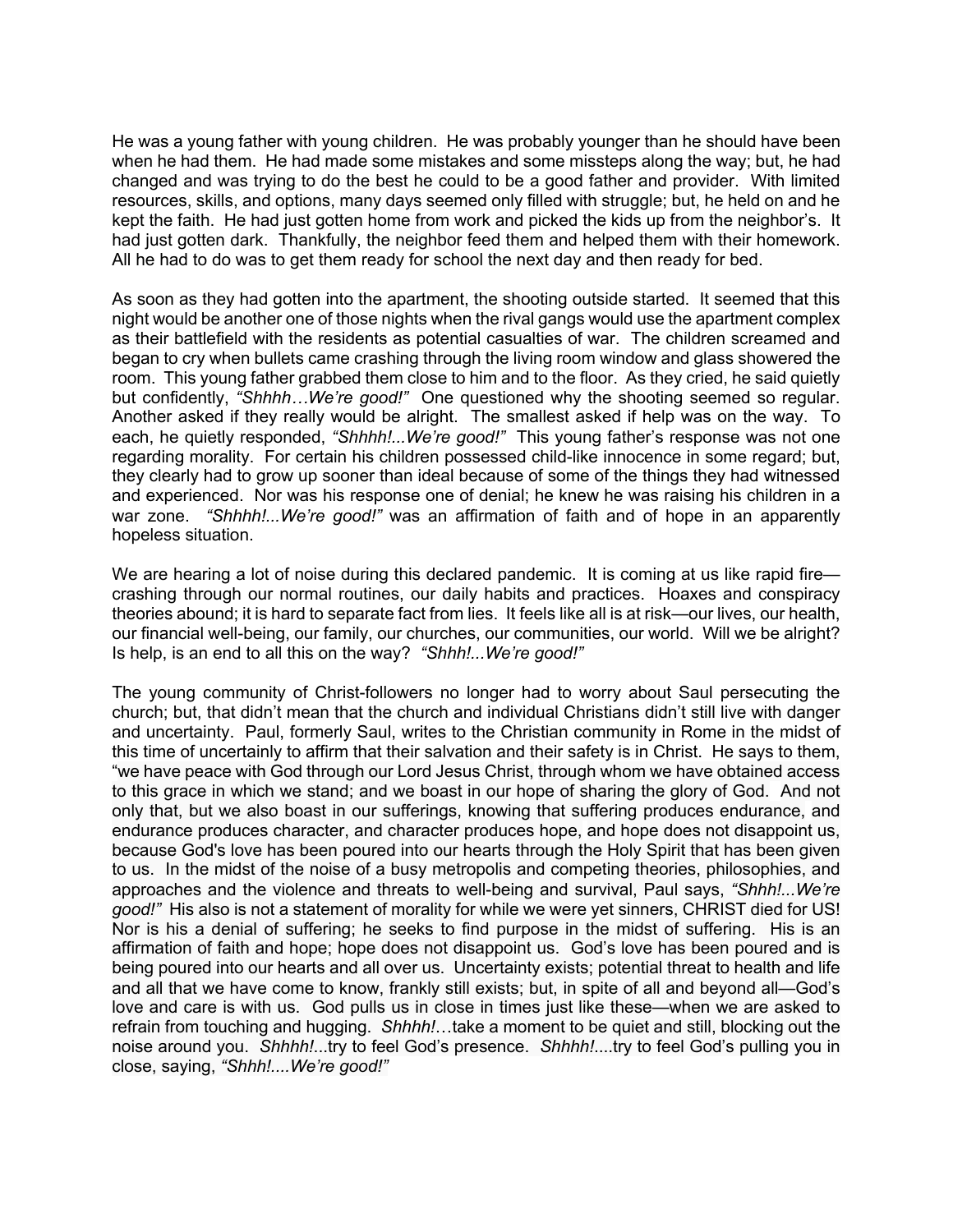He was a young father with young children. He was probably younger than he should have been when he had them. He had made some mistakes and some missteps along the way; but, he had changed and was trying to do the best he could to be a good father and provider. With limited resources, skills, and options, many days seemed only filled with struggle; but, he held on and he kept the faith. He had just gotten home from work and picked the kids up from the neighbor's. It had just gotten dark. Thankfully, the neighbor feed them and helped them with their homework. All he had to do was to get them ready for school the next day and then ready for bed.

As soon as they had gotten into the apartment, the shooting outside started. It seemed that this night would be another one of those nights when the rival gangs would use the apartment complex as their battlefield with the residents as potential casualties of war. The children screamed and began to cry when bullets came crashing through the living room window and glass showered the room. This young father grabbed them close to him and to the floor. As they cried, he said quietly but confidently, *"Shhhh…We're good!"* One questioned why the shooting seemed so regular. Another asked if they really would be alright. The smallest asked if help was on the way. To each, he quietly responded, *"Shhhh!...We're good!"* This young father's response was not one regarding morality. For certain his children possessed child-like innocence in some regard; but, they clearly had to grow up sooner than ideal because of some of the things they had witnessed and experienced. Nor was his response one of denial; he knew he was raising his children in a war zone. *"Shhhh!...We're good!"* was an affirmation of faith and of hope in an apparently hopeless situation.

We are hearing a lot of noise during this declared pandemic. It is coming at us like rapid fire—crashing through our normal routines, our daily habits and practices. Hoaxes and conspiracy theories abound; it is hard to separate fact from lies. It feels like all is at risk—our lives, our health, our financial well-being, our family, our churches, our communities, our world. Will we be alright? Is help, is an end to all this on the way? *"Shhh!...We're good!"*

The young community of Christ-followers no longer had to worry about Saul persecuting the church; but, that didn't mean that the church and individual Christians didn't still live with danger and uncertainty. Paul, formerly Saul, writes to the Christian community in Rome in the midst of this time of uncertainly to affirm that their salvation and their safety is in Christ. He says to them, "we have peace with God through our Lord Jesus Christ, through whom we have obtained access to this grace in which we stand; and we boast in our hope of sharing the glory of God. And not only that, but we also boast in our sufferings, knowing that suffering produces endurance, and endurance produces character, and character produces hope, and hope does not disappoint us, because God's love has been poured into our hearts through the Holy Spirit that has been given to us. In the midst of the noise of a busy metropolis and competing theories, philosophies, and approaches and the violence and threats to well-being and survival, Paul says, *"Shhh!...We're good!"* His also is not a statement of morality for while we were yet sinners, CHRIST died for US! Nor is his a denial of suffering; he seeks to find purpose in the midst of suffering. His is an affirmation of faith and hope; hope does not disappoint us. God's love has been poured and is being poured into our hearts and all over us. Uncertainty exists; potential threat to health and life and all that we have come to know, frankly still exists; but, in spite of all and beyond all—God's love and care is with us. God pulls us in close in times just like these—when we are asked to refrain from touching and hugging. *Shhhh!*…take a moment to be quiet and still, blocking out the noise around you. *Shhhh!*...try to feel God's presence. *Shhhh!*....try to feel God's pulling you in close, saying, *"Shhh!....We're good!"*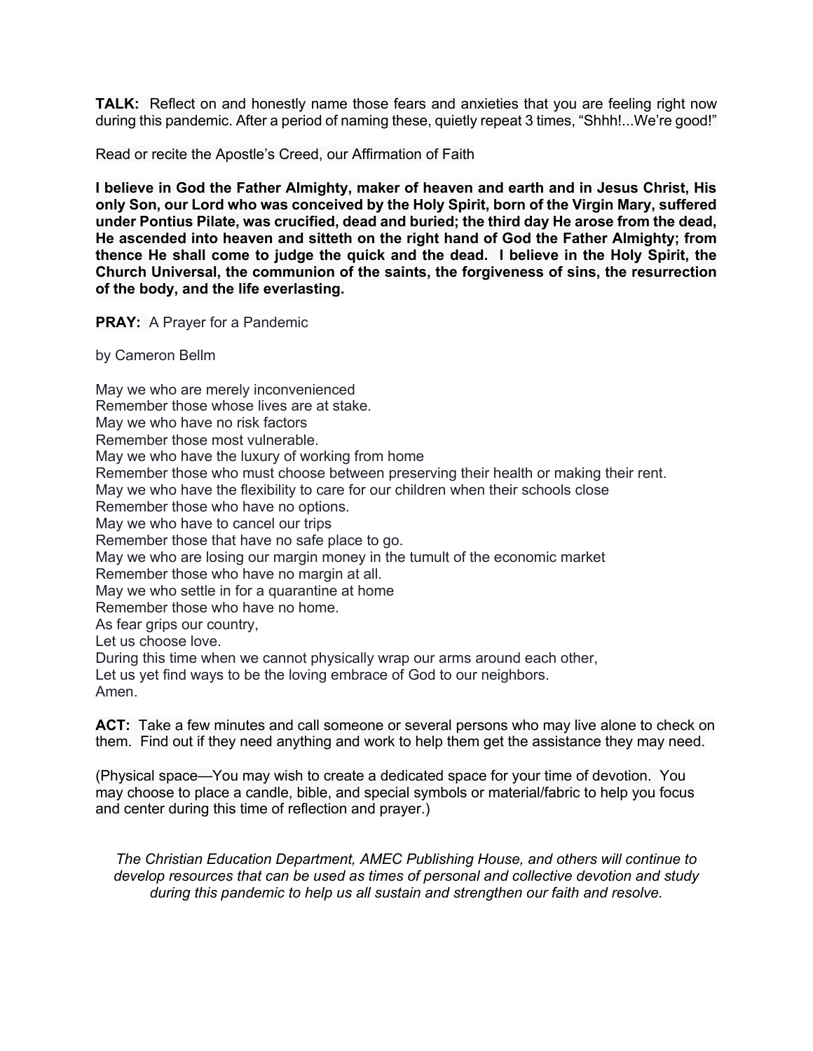**TALK:** Reflect on and honestly name those fears and anxieties that you are feeling right now during this pandemic. After a period of naming these, quietly repeat 3 times, "Shhh!...We're good!"

Read or recite the Apostle's Creed, our Affirmation of Faith

**I believe in God the Father Almighty, maker of heaven and earth and in Jesus Christ, His only Son, our Lord who was conceived by the Holy Spirit, born of the Virgin Mary, suffered under Pontius Pilate, was crucified, dead and buried; the third day He arose from the dead, He ascended into heaven and sitteth on the right hand of God the Father Almighty; from thence He shall come to judge the quick and the dead. I believe in the Holy Spirit, the Church Universal, the communion of the saints, the forgiveness of sins, the resurrection of the body, and the life everlasting.**

**PRAY:** A Prayer for a Pandemic

by Cameron Bellm

May we who are merely inconvenienced
Remember those whose lives are at stake.
May we who have no risk factors
Remember those most vulnerable.
May we who have the luxury of working from home
Remember those who must choose between preserving their health or making their rent.
May we who have the flexibility to care for our children when their schools close
Remember those who have no options.
May we who have to cancel our trips
Remember those that have no safe place to go.
May we who are losing our margin money in the tumult of the economic market
Remember those who have no margin at all.
May we who settle in for a quarantine at home
Remember those who have no home.
As fear grips our country,
Let us choose love.
During this time when we cannot physically wrap our arms around each other,
Let us yet find ways to be the loving embrace of God to our neighbors.
Amen.

**ACT:** Take a few minutes and call someone or several persons who may live alone to check on them. Find out if they need anything and work to help them get the assistance they may need.

(Physical space—You may wish to create a dedicated space for your time of devotion. You may choose to place a candle, bible, and special symbols or material/fabric to help you focus and center during this time of reflection and prayer.)

*The Christian Education Department, AMEC Publishing House, and others will continue to develop resources that can be used as times of personal and collective devotion and study during this pandemic to help us all sustain and strengthen our faith and resolve.*